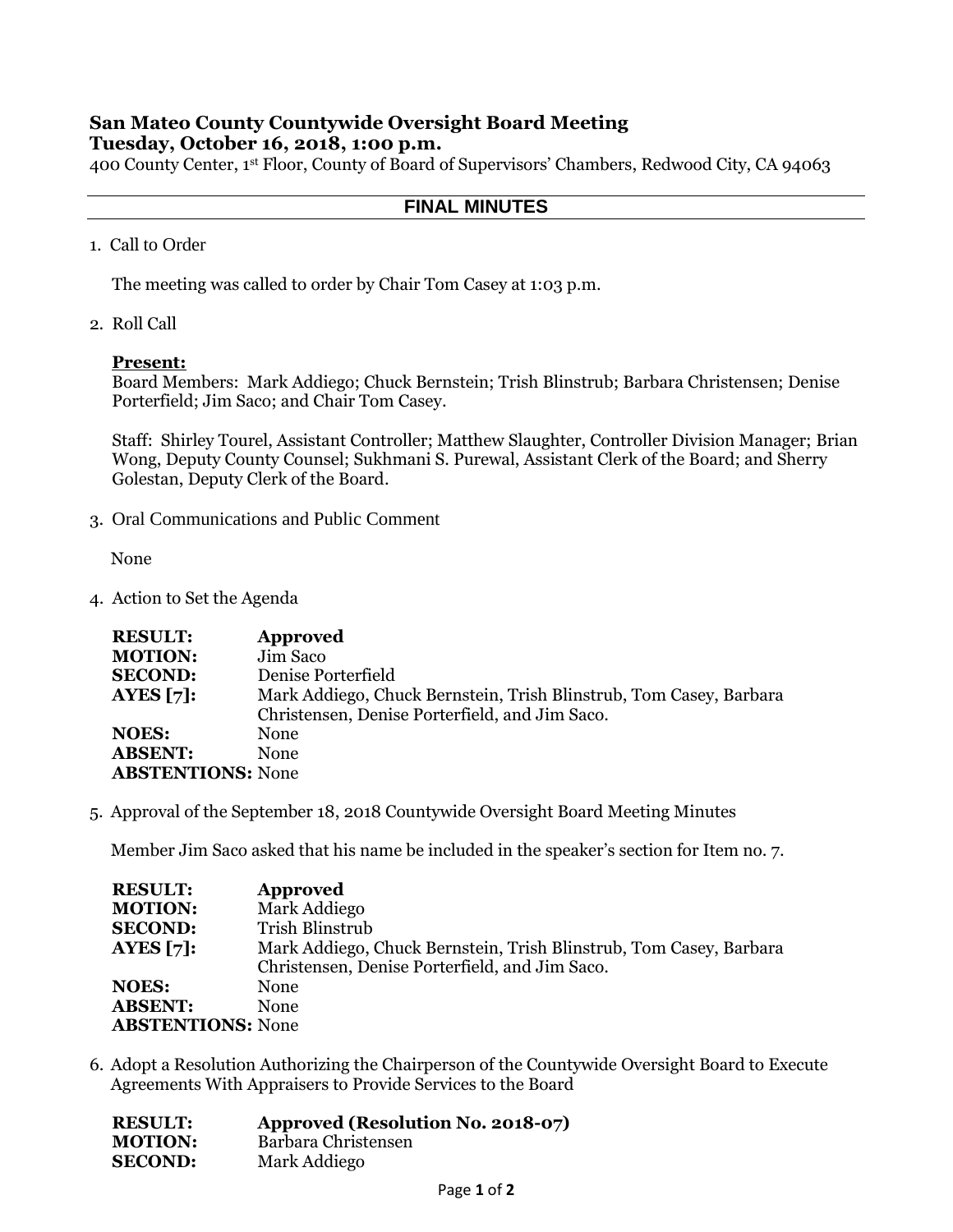**San Mateo County Countywide Oversight Board Meeting**
**Tuesday, October 16, 2018, 1:00 p.m.**
400 County Center, 1st Floor, County of Board of Supervisors' Chambers, Redwood City, CA 94063

## FINAL MINUTES

1. Call to Order

   The meeting was called to order by Chair Tom Casey at 1:03 p.m.

2. Roll Call

   **Present:**
   Board Members: Mark Addiego; Chuck Bernstein; Trish Blinstrub; Barbara Christensen; Denise Porterfield; Jim Saco; and Chair Tom Casey.

   Staff: Shirley Tourel, Assistant Controller; Matthew Slaughter, Controller Division Manager; Brian Wong, Deputy County Counsel; Sukhmani S. Purewal, Assistant Clerk of the Board; and Sherry Golestan, Deputy Clerk of the Board.

3. Oral Communications and Public Comment

   None

4. Action to Set the Agenda

   **RESULT:** **Approved**
   **MOTION:** Jim Saco
   **SECOND:** Denise Porterfield
   **AYES [7]:** Mark Addiego, Chuck Bernstein, Trish Blinstrub, Tom Casey, Barbara Christensen, Denise Porterfield, and Jim Saco.
   **NOES:** None
   **ABSENT:** None
   **ABSTENTIONS:** None

5. Approval of the September 18, 2018 Countywide Oversight Board Meeting Minutes

   Member Jim Saco asked that his name be included in the speaker's section for Item no. 7.

   **RESULT:** **Approved**
   **MOTION:** Mark Addiego
   **SECOND:** Trish Blinstrub
   **AYES [7]:** Mark Addiego, Chuck Bernstein, Trish Blinstrub, Tom Casey, Barbara Christensen, Denise Porterfield, and Jim Saco.
   **NOES:** None
   **ABSENT:** None
   **ABSTENTIONS:** None

6. Adopt a Resolution Authorizing the Chairperson of the Countywide Oversight Board to Execute Agreements With Appraisers to Provide Services to the Board

   **RESULT:** **Approved (Resolution No. 2018-07)**
   **MOTION:** Barbara Christensen
   **SECOND:** Mark Addiego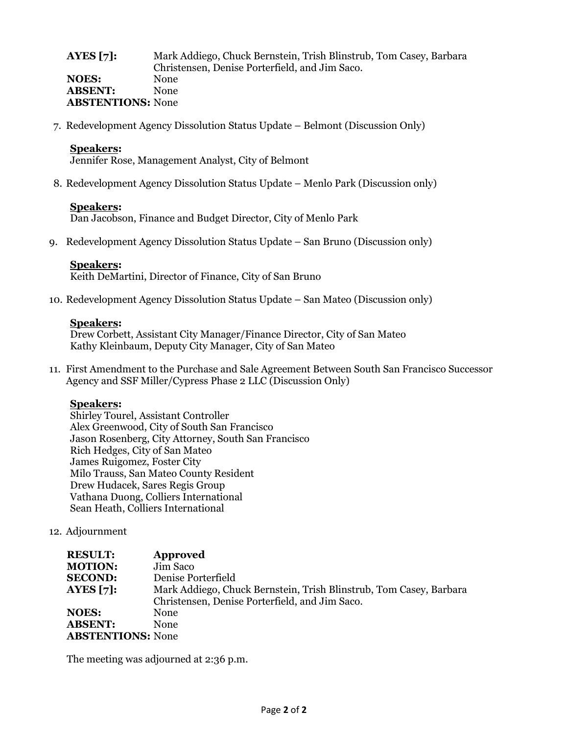| | |
|---|---|
| **AYES [7]:** | Mark Addiego, Chuck Bernstein, Trish Blinstrub, Tom Casey, Barbara Christensen, Denise Porterfield, and Jim Saco. |
| **NOES:** | None |
| **ABSENT:** | None |
| **ABSTENTIONS:** | None |

7. Redevelopment Agency Dissolution Status Update – Belmont (Discussion Only)

   **Speakers:**
   Jennifer Rose, Management Analyst, City of Belmont

8. Redevelopment Agency Dissolution Status Update – Menlo Park (Discussion only)

   **Speakers:**
   Dan Jacobson, Finance and Budget Director, City of Menlo Park

9. Redevelopment Agency Dissolution Status Update – San Bruno (Discussion only)

   **Speakers:**
   Keith DeMartini, Director of Finance, City of San Bruno

10. Redevelopment Agency Dissolution Status Update – San Mateo (Discussion only)

    **Speakers:**
    Drew Corbett, Assistant City Manager/Finance Director, City of San Mateo
    Kathy Kleinbaum, Deputy City Manager, City of San Mateo

11. First Amendment to the Purchase and Sale Agreement Between South San Francisco Successor Agency and SSF Miller/Cypress Phase 2 LLC (Discussion Only)

    **Speakers:**
    Shirley Tourel, Assistant Controller
    Alex Greenwood, City of South San Francisco
    Jason Rosenberg, City Attorney, South San Francisco
    Rich Hedges, City of San Mateo
    James Ruigomez, Foster City
    Milo Trauss, San Mateo County Resident
    Drew Hudacek, Sares Regis Group
    Vathana Duong, Colliers International
    Sean Heath, Colliers International

12. Adjournment

| | |
|---|---|
| **RESULT:** | **Approved** |
| **MOTION:** | Jim Saco |
| **SECOND:** | Denise Porterfield |
| **AYES [7]:** | Mark Addiego, Chuck Bernstein, Trish Blinstrub, Tom Casey, Barbara Christensen, Denise Porterfield, and Jim Saco. |
| **NOES:** | None |
| **ABSENT:** | None |
| **ABSTENTIONS:** | None |

The meeting was adjourned at 2:36 p.m.